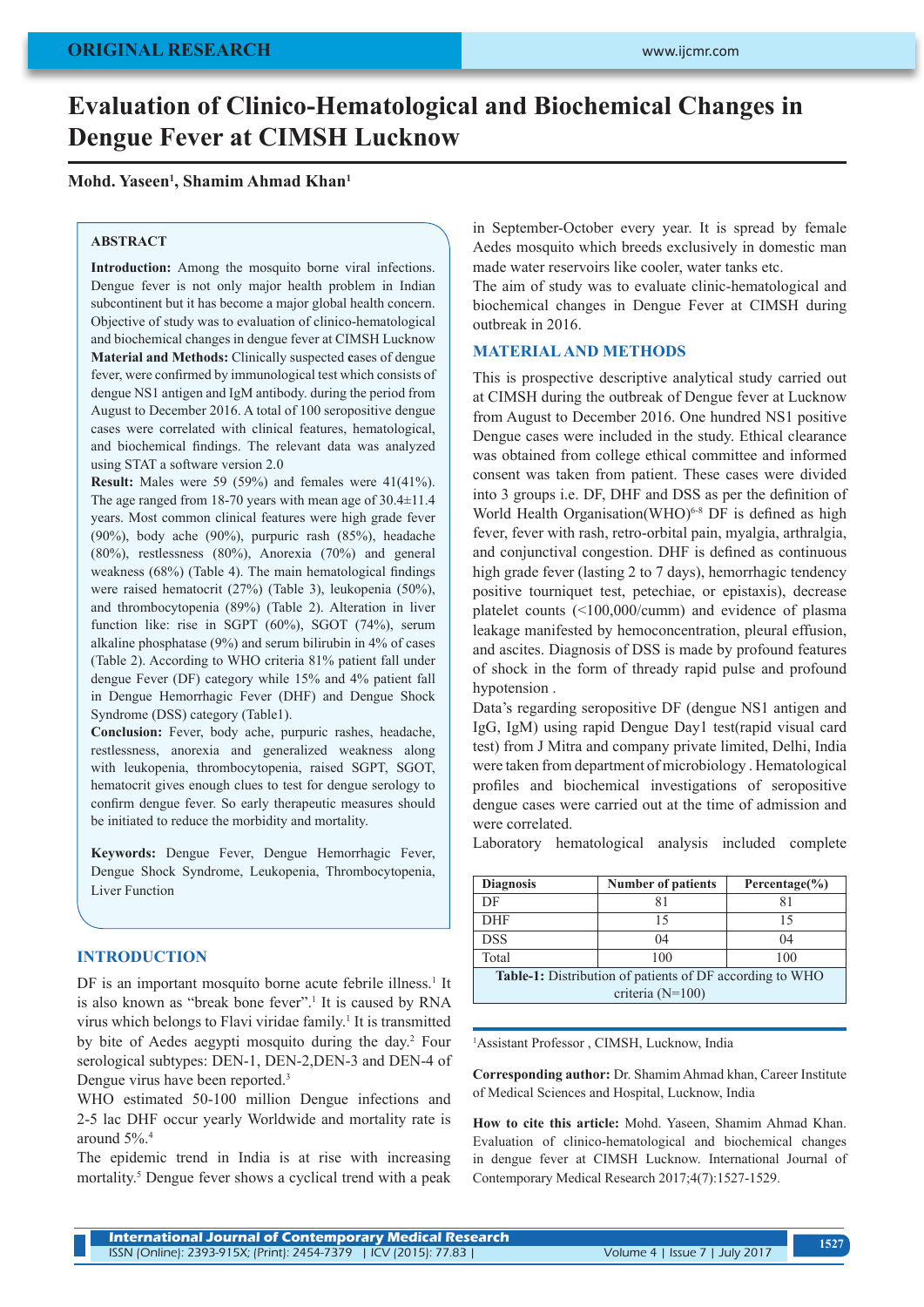ORIGINAL RESEARCH

# Evaluation of Clinico-Hematological and Biochemical Changes in Dengue Fever at CIMSH Lucknow

**Mohd. Yaseen[1], Shamim Ahmad Khan[1]**

## ABSTRACT

**Introduction:** Among the mosquito borne viral infections. Dengue fever is not only major health problem in Indian subcontinent but it has become a major global health concern. Objective of study was to evaluation of clinico-hematological and biochemical changes in dengue fever at CIMSH Lucknow
**Material and Methods:** Clinically suspected **c**ases of dengue fever, were confirmed by immunological test which consists of dengue NS1 antigen and IgM antibody. during the period from August to December 2016. A total of 100 seropositive dengue cases were correlated with clinical features, hematological, and biochemical findings. The relevant data was analyzed using STAT a software version 2.0
**Result:** Males were 59 (59%) and females were 41(41%). The age ranged from 18-70 years with mean age of 30.4±11.4 years. Most common clinical features were high grade fever (90%), body ache (90%), purpuric rash (85%), headache (80%), restlessness (80%), Anorexia (70%) and general weakness (68%) (Table 4). The main hematological findings were raised hematocrit (27%) (Table 3), leukopenia (50%), and thrombocytopenia (89%) (Table 2). Alteration in liver function like: rise in SGPT (60%), SGOT (74%), serum alkaline phosphatase (9%) and serum bilirubin in 4% of cases (Table 2). According to WHO criteria 81% patient fall under dengue Fever (DF) category while 15% and 4% patient fall in Dengue Hemorrhagic Fever (DHF) and Dengue Shock Syndrome (DSS) category (Table1).
**Conclusion:** Fever, body ache, purpuric rashes, headache, restlessness, anorexia and generalized weakness along with leukopenia, thrombocytopenia, raised SGPT, SGOT, hematocrit gives enough clues to test for dengue serology to confirm dengue fever. So early therapeutic measures should be initiated to reduce the morbidity and mortality.

**Keywords:** Dengue Fever, Dengue Hemorrhagic Fever, Dengue Shock Syndrome, Leukopenia, Thrombocytopenia, Liver Function

## INTRODUCTION

DF is an important mosquito borne acute febrile illness.[1] It is also known as "break bone fever".[1] It is caused by RNA virus which belongs to Flavi viridae family.[1] It is transmitted by bite of Aedes aegypti mosquito during the day.[2] Four serological subtypes: DEN-1, DEN-2,DEN-3 and DEN-4 of Dengue virus have been reported.[3]

WHO estimated 50-100 million Dengue infections and 2-5 lac DHF occur yearly Worldwide and mortality rate is around 5%.[4]

The epidemic trend in India is at rise with increasing mortality.[5] Dengue fever shows a cyclical trend with a peak in September-October every year. It is spread by female Aedes mosquito which breeds exclusively in domestic man made water reservoirs like cooler, water tanks etc.

The aim of study was to evaluate clinic-hematological and biochemical changes in Dengue Fever at CIMSH during outbreak in 2016.

## MATERIAL AND METHODS

This is prospective descriptive analytical study carried out at CIMSH during the outbreak of Dengue fever at Lucknow from August to December 2016. One hundred NS1 positive Dengue cases were included in the study. Ethical clearance was obtained from college ethical committee and informed consent was taken from patient. These cases were divided into 3 groups i.e. DF, DHF and DSS as per the definition of World Health Organisation(WHO)[6-8] DF is defined as high fever, fever with rash, retro-orbital pain, myalgia, arthralgia, and conjunctival congestion. DHF is defined as continuous high grade fever (lasting 2 to 7 days), hemorrhagic tendency positive tourniquet test, petechiae, or epistaxis), decrease platelet counts (<100,000/cumm) and evidence of plasma leakage manifested by hemoconcentration, pleural effusion, and ascites. Diagnosis of DSS is made by profound features of shock in the form of thready rapid pulse and profound hypotension .

Data's regarding seropositive DF (dengue NS1 antigen and IgG, IgM) using rapid Dengue Day1 test(rapid visual card test) from J Mitra and company private limited, Delhi, India were taken from department of microbiology . Hematological profiles and biochemical investigations of seropositive dengue cases were carried out at the time of admission and were correlated.

Laboratory hematological analysis included complete

| Diagnosis | Number of patients | Percentage(%) |
|---|---|---|
| DF | 81 | 81 |
| DHF | 15 | 15 |
| DSS | 04 | 04 |
| Total | 100 | 100 |

**Table-1:** Distribution of patients of DF according to WHO criteria (N=100)

[1]Assistant Professor , CIMSH, Lucknow, India

**Corresponding author:** Dr. Shamim Ahmad khan, Career Institute of Medical Sciences and Hospital, Lucknow, India

**How to cite this article:** Mohd. Yaseen, Shamim Ahmad Khan. Evaluation of clinico-hematological and biochemical changes in dengue fever at CIMSH Lucknow. International Journal of Contemporary Medical Research 2017;4(7):1527-1529.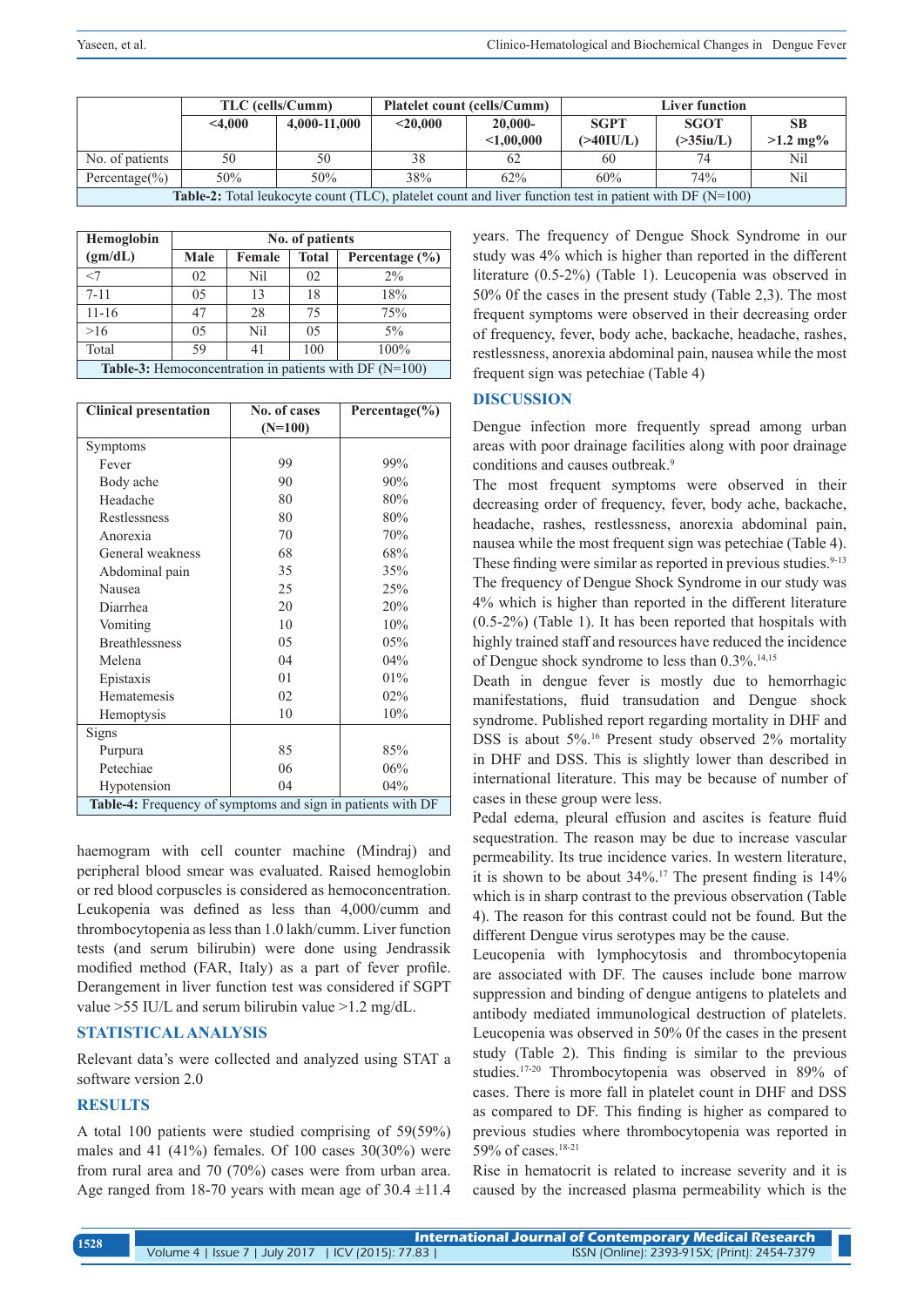| | TLC (cells/Cumm) | | Platelet count (cells/Cumm) | | Liver function | | |
|---|---|---|---|---|---|---|---|
| | <4,000 | 4,000-11,000 | <20,000 | 20,000-<1,00,000 | SGPT (>40IU/L) | SGOT (>35iu/L) | SB >1.2 mg% |
| No. of patients | 50 | 50 | 38 | 62 | 60 | 74 | Nil |
| Percentage(%) | 50% | 50% | 38% | 62% | 60% | 74% | Nil |

**Table-2:** Total leukocyte count (TLC), platelet count and liver function test in patient with DF (N=100)

| Hemoglobin (gm/dL) | No. of patients | | | |
|---|---|---|---|---|
| | Male | Female | Total | Percentage (%) |
| <7 | 02 | Nil | 02 | 2% |
| 7-11 | 05 | 13 | 18 | 18% |
| 11-16 | 47 | 28 | 75 | 75% |
| >16 | 05 | Nil | 05 | 5% |
| Total | 59 | 41 | 100 | 100% |

**Table-3:** Hemoconcentration in patients with DF (N=100)

| Clinical presentation | No. of cases (N=100) | Percentage(%) |
|---|---|---|
| Symptoms | | |
| Fever | 99 | 99% |
| Body ache | 90 | 90% |
| Headache | 80 | 80% |
| Restlessness | 80 | 80% |
| Anorexia | 70 | 70% |
| General weakness | 68 | 68% |
| Abdominal pain | 35 | 35% |
| Nausea | 25 | 25% |
| Diarrhea | 20 | 20% |
| Vomiting | 10 | 10% |
| Breathlessness | 05 | 05% |
| Melena | 04 | 04% |
| Epistaxis | 01 | 01% |
| Hematemesis | 02 | 02% |
| Hemoptysis | 10 | 10% |
| Signs | | |
| Purpura | 85 | 85% |
| Petechiae | 06 | 06% |
| Hypotension | 04 | 04% |

**Table-4:** Frequency of symptoms and sign in patients with DF

haemogram with cell counter machine (Mindraj) and peripheral blood smear was evaluated. Raised hemoglobin or red blood corpuscles is considered as hemoconcentration. Leukopenia was defined as less than 4,000/cumm and thrombocytopenia as less than 1.0 lakh/cumm. Liver function tests (and serum bilirubin) were done using Jendrassik modified method (FAR, Italy) as a part of fever profile. Derangement in liver function test was considered if SGPT value >55 IU/L and serum bilirubin value >1.2 mg/dL.

## STATISTICAL ANALYSIS

Relevant data's were collected and analyzed using STAT a software version 2.0

## RESULTS

A total 100 patients were studied comprising of 59(59%) males and 41 (41%) females. Of 100 cases 30(30%) were from rural area and 70 (70%) cases were from urban area. Age ranged from 18-70 years with mean age of 30.4 ±11.4 years. The frequency of Dengue Shock Syndrome in our study was 4% which is higher than reported in the different literature (0.5-2%) (Table 1). Leucopenia was observed in 50% 0f the cases in the present study (Table 2,3). The most frequent symptoms were observed in their decreasing order of frequency, fever, body ache, backache, headache, rashes, restlessness, anorexia abdominal pain, nausea while the most frequent sign was petechiae (Table 4)

## DISCUSSION

Dengue infection more frequently spread among urban areas with poor drainage facilities along with poor drainage conditions and causes outbreak.[9]

The most frequent symptoms were observed in their decreasing order of frequency, fever, body ache, backache, headache, rashes, restlessness, anorexia abdominal pain, nausea while the most frequent sign was petechiae (Table 4). These finding were similar as reported in previous studies.[9-13]

The frequency of Dengue Shock Syndrome in our study was 4% which is higher than reported in the different literature (0.5-2%) (Table 1). It has been reported that hospitals with highly trained staff and resources have reduced the incidence of Dengue shock syndrome to less than 0.3%.[14,15]

Death in dengue fever is mostly due to hemorrhagic manifestations, fluid transudation and Dengue shock syndrome. Published report regarding mortality in DHF and DSS is about 5%.[16] Present study observed 2% mortality in DHF and DSS. This is slightly lower than described in international literature. This may be because of number of cases in these group were less.

Pedal edema, pleural effusion and ascites is feature fluid sequestration. The reason may be due to increase vascular permeability. Its true incidence varies. In western literature, it is shown to be about 34%.[17] The present finding is 14% which is in sharp contrast to the previous observation (Table 4). The reason for this contrast could not be found. But the different Dengue virus serotypes may be the cause.

Leucopenia with lymphocytosis and thrombocytopenia are associated with DF. The causes include bone marrow suppression and binding of dengue antigens to platelets and antibody mediated immunological destruction of platelets. Leucopenia was observed in 50% 0f the cases in the present study (Table 2). This finding is similar to the previous studies.[17-20] Thrombocytopenia was observed in 89% of cases. There is more fall in platelet count in DHF and DSS as compared to DF. This finding is higher as compared to previous studies where thrombocytopenia was reported in 59% of cases.[18-21]

Rise in hematocrit is related to increase severity and it is caused by the increased plasma permeability which is the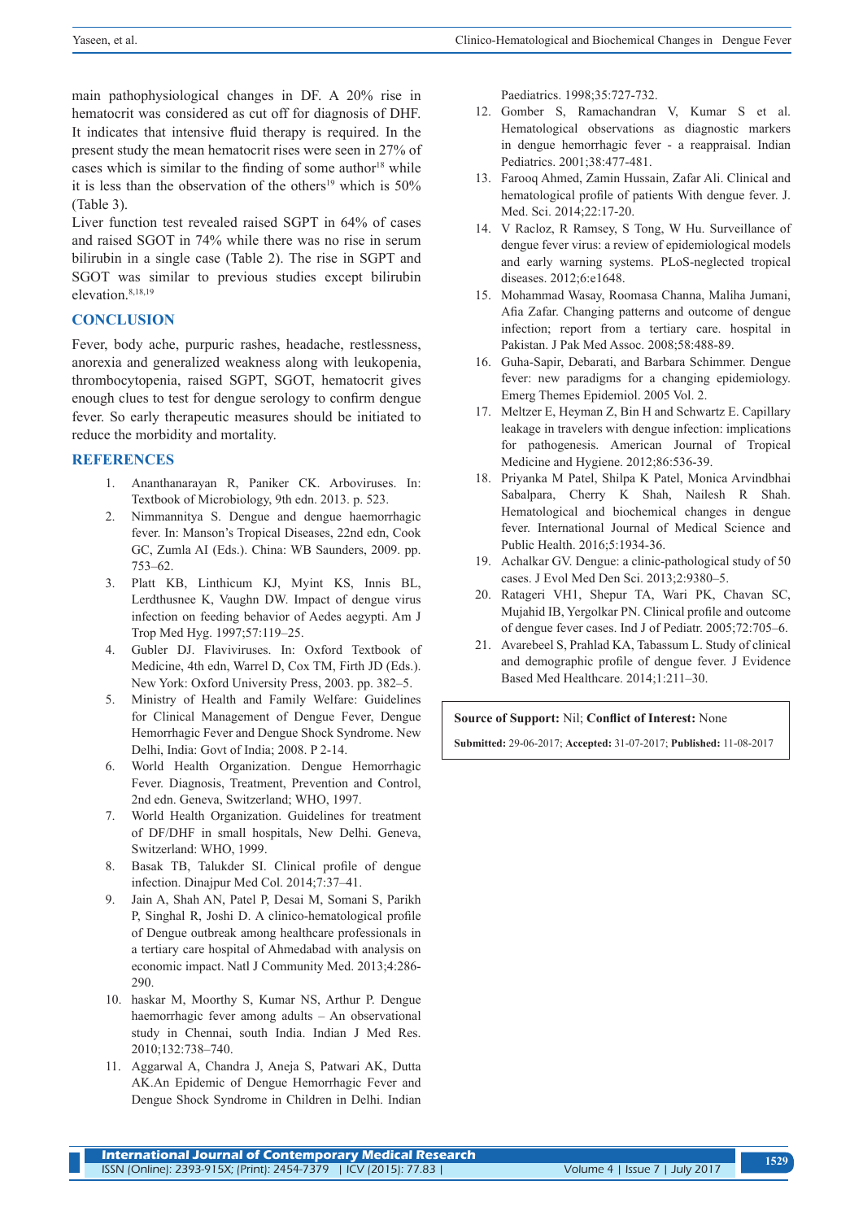main pathophysiological changes in DF. A 20% rise in hematocrit was considered as cut off for diagnosis of DHF. It indicates that intensive fluid therapy is required. In the present study the mean hematocrit rises were seen in 27% of cases which is similar to the finding of some author[18] while it is less than the observation of the others[19] which is 50% (Table 3).

Liver function test revealed raised SGPT in 64% of cases and raised SGOT in 74% while there was no rise in serum bilirubin in a single case (Table 2). The rise in SGPT and SGOT was similar to previous studies except bilirubin elevation.[8,18,19]

## CONCLUSION

Fever, body ache, purpuric rashes, headache, restlessness, anorexia and generalized weakness along with leukopenia, thrombocytopenia, raised SGPT, SGOT, hematocrit gives enough clues to test for dengue serology to confirm dengue fever. So early therapeutic measures should be initiated to reduce the morbidity and mortality.

## REFERENCES

1. Ananthanarayan R, Paniker CK. Arboviruses. In: Textbook of Microbiology, 9th edn. 2013. p. 523.
2. Nimmannitya S. Dengue and dengue haemorrhagic fever. In: Manson's Tropical Diseases, 22nd edn, Cook GC, Zumla AI (Eds.). China: WB Saunders, 2009. pp. 753–62.
3. Platt KB, Linthicum KJ, Myint KS, Innis BL, Lerdthusnee K, Vaughn DW. Impact of dengue virus infection on feeding behavior of Aedes aegypti. Am J Trop Med Hyg. 1997;57:119–25.
4. Gubler DJ. Flaviviruses. In: Oxford Textbook of Medicine, 4th edn, Warrel D, Cox TM, Firth JD (Eds.). New York: Oxford University Press, 2003. pp. 382–5.
5. Ministry of Health and Family Welfare: Guidelines for Clinical Management of Dengue Fever, Dengue Hemorrhagic Fever and Dengue Shock Syndrome. New Delhi, India: Govt of India; 2008. P 2-14.
6. World Health Organization. Dengue Hemorrhagic Fever. Diagnosis, Treatment, Prevention and Control, 2nd edn. Geneva, Switzerland; WHO, 1997.
7. World Health Organization. Guidelines for treatment of DF/DHF in small hospitals, New Delhi. Geneva, Switzerland: WHO, 1999.
8. Basak TB, Talukder SI. Clinical profile of dengue infection. Dinajpur Med Col. 2014;7:37–41.
9. Jain A, Shah AN, Patel P, Desai M, Somani S, Parikh P, Singhal R, Joshi D. A clinico-hematological profile of Dengue outbreak among healthcare professionals in a tertiary care hospital of Ahmedabad with analysis on economic impact. Natl J Community Med. 2013;4:286-290.
10. haskar M, Moorthy S, Kumar NS, Arthur P. Dengue haemorrhagic fever among adults – An observational study in Chennai, south India. Indian J Med Res. 2010;132:738–740.
11. Aggarwal A, Chandra J, Aneja S, Patwari AK, Dutta AK.An Epidemic of Dengue Hemorrhagic Fever and Dengue Shock Syndrome in Children in Delhi. Indian Paediatrics. 1998;35:727-732.
12. Gomber S, Ramachandran V, Kumar S et al. Hematological observations as diagnostic markers in dengue hemorrhagic fever - a reappraisal. Indian Pediatrics. 2001;38:477-481.
13. Farooq Ahmed, Zamin Hussain, Zafar Ali. Clinical and hematological profile of patients With dengue fever. J. Med. Sci. 2014;22:17-20.
14. V Racloz, R Ramsey, S Tong, W Hu. Surveillance of dengue fever virus: a review of epidemiological models and early warning systems. PLoS-neglected tropical diseases. 2012;6:e1648.
15. Mohammad Wasay, Roomasa Channa, Maliha Jumani, Afia Zafar. Changing patterns and outcome of dengue infection; report from a tertiary care. hospital in Pakistan. J Pak Med Assoc. 2008;58:488-89.
16. Guha-Sapir, Debarati, and Barbara Schimmer. Dengue fever: new paradigms for a changing epidemiology. Emerg Themes Epidemiol. 2005 Vol. 2.
17. Meltzer E, Heyman Z, Bin H and Schwartz E. Capillary leakage in travelers with dengue infection: implications for pathogenesis. American Journal of Tropical Medicine and Hygiene. 2012;86:536-39.
18. Priyanka M Patel, Shilpa K Patel, Monica Arvindbhai Sabalpara, Cherry K Shah, Nailesh R Shah. Hematological and biochemical changes in dengue fever. International Journal of Medical Science and Public Health. 2016;5:1934-36.
19. Achalkar GV. Dengue: a clinic-pathological study of 50 cases. J Evol Med Den Sci. 2013;2:9380–5.
20. Ratageri VH1, Shepur TA, Wari PK, Chavan SC, Mujahid IB, Yergolkar PN. Clinical profile and outcome of dengue fever cases. Ind J of Pediatr. 2005;72:705–6.
21. Avarebeel S, Prahlad KA, Tabassum L. Study of clinical and demographic profile of dengue fever. J Evidence Based Med Healthcare. 2014;1:211–30.

**Source of Support:** Nil; **Conflict of Interest:** None

**Submitted:** 29-06-2017; **Accepted:** 31-07-2017; **Published:** 11-08-2017